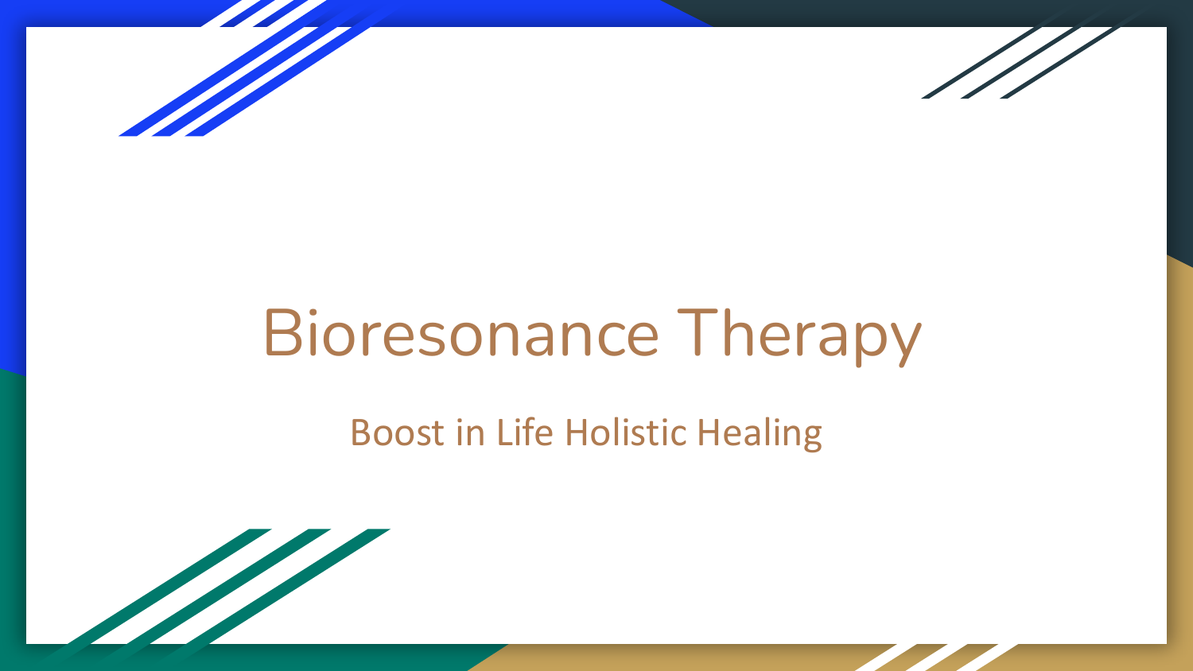# Bioresonance Therapy

Boost in Life Holistic Healing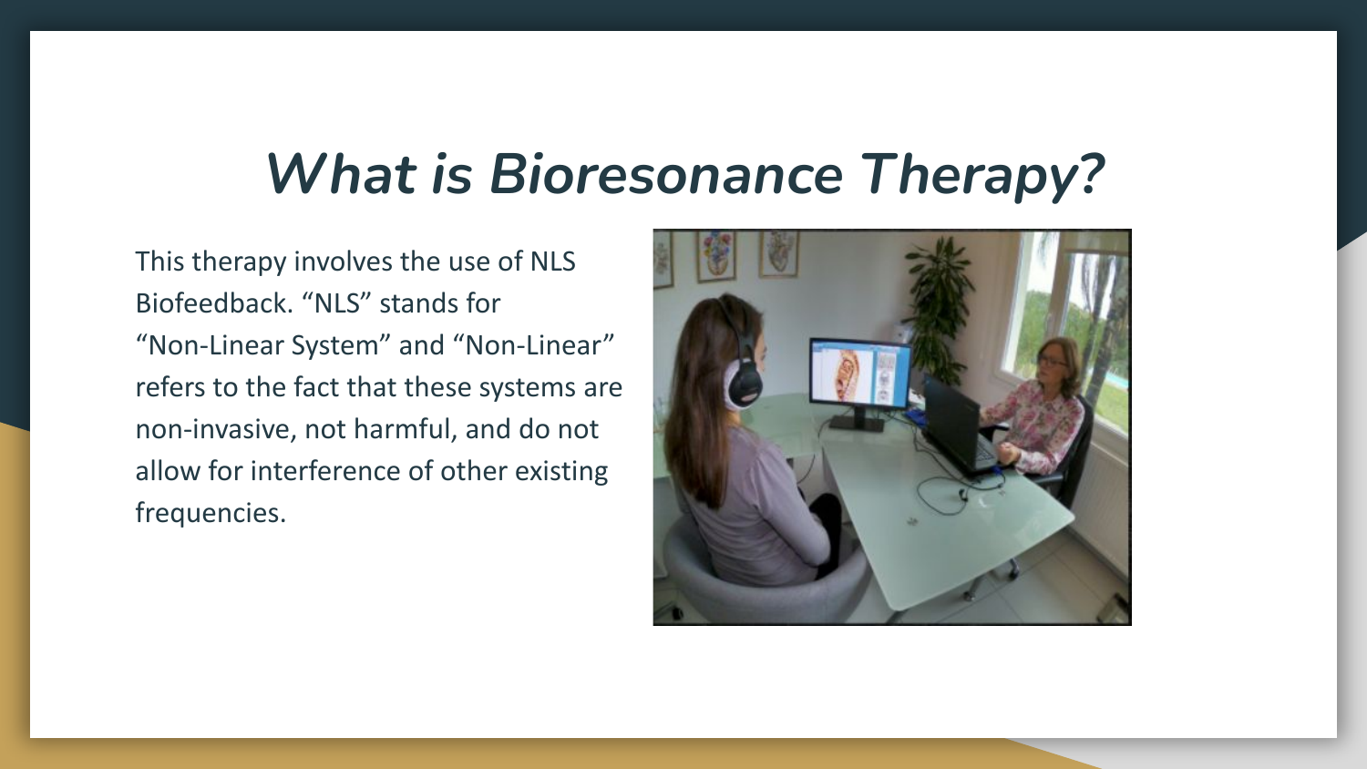# *What is Bioresonance Therapy?*

This therapy involves the use of NLS Biofeedback. "NLS" stands for "Non-Linear System" and "Non-Linear" refers to the fact that these systems are non-invasive, not harmful, and do not allow for interference of other existing frequencies.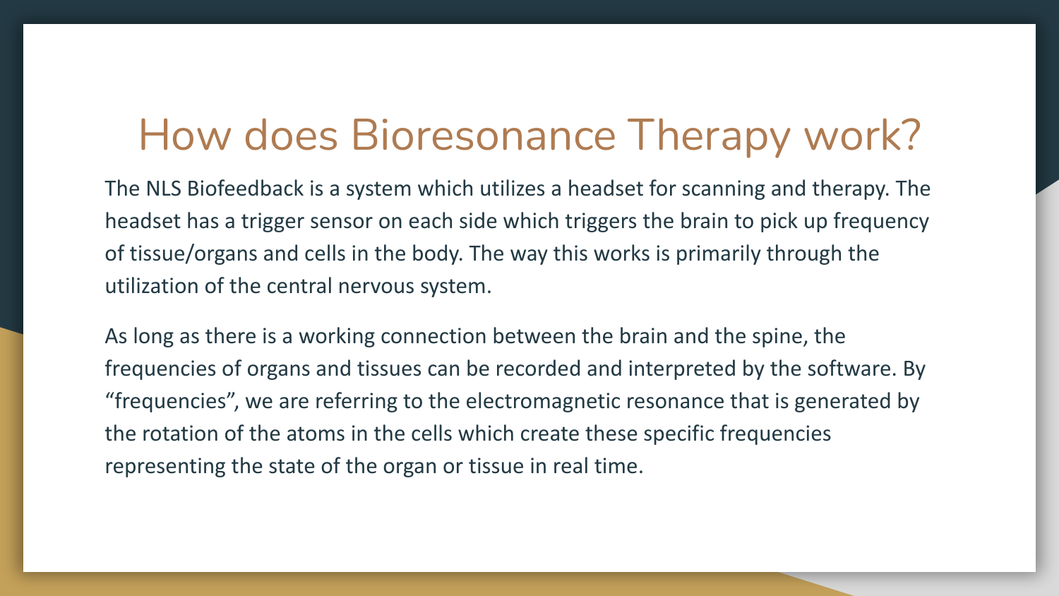# How does Bioresonance Therapy work?

The NLS Biofeedback is a system which utilizes a headset for scanning and therapy. The headset has a trigger sensor on each side which triggers the brain to pick up frequency of tissue/organs and cells in the body. The way this works is primarily through the utilization of the central nervous system.

As long as there is a working connection between the brain and the spine, the frequencies of organs and tissues can be recorded and interpreted by the software. By "frequencies", we are referring to the electromagnetic resonance that is generated by the rotation of the atoms in the cells which create these specific frequencies representing the state of the organ or tissue in real time.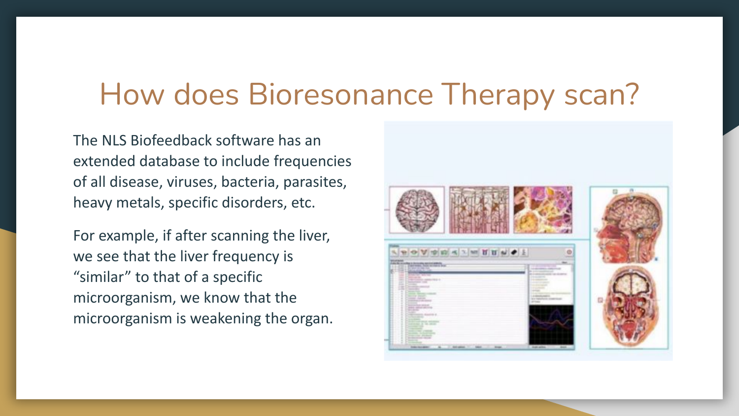# How does Bioresonance Therapy scan?

The NLS Biofeedback software has an extended database to include frequencies of all disease, viruses, bacteria, parasites, heavy metals, specific disorders, etc.

For example, if after scanning the liver, we see that the liver frequency is "similar" to that of a specific microorganism, we know that the microorganism is weakening the organ.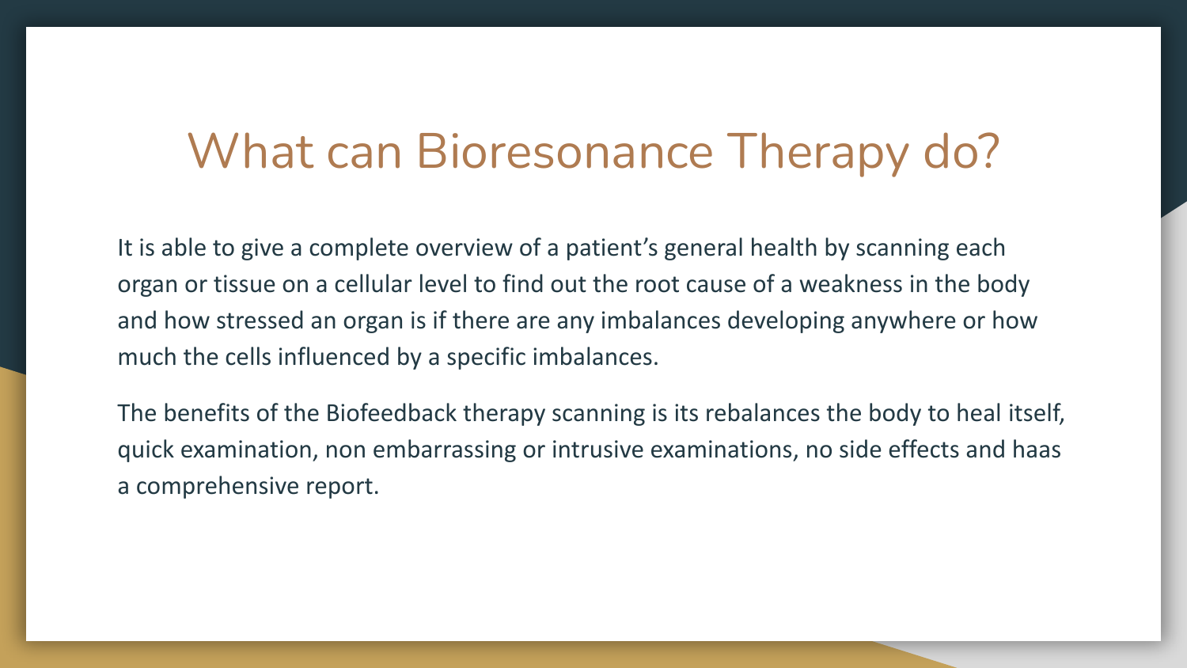# What can Bioresonance Therapy do?

It is able to give a complete overview of a patient’s general health by scanning each organ or tissue on a cellular level to find out the root cause of a weakness in the body and how stressed an organ is if there are any imbalances developing anywhere or how much the cells influenced by a specific imbalances.

The benefits of the Biofeedback therapy scanning is its rebalances the body to heal itself, quick examination, non embarrassing or intrusive examinations, no side effects and haas a comprehensive report.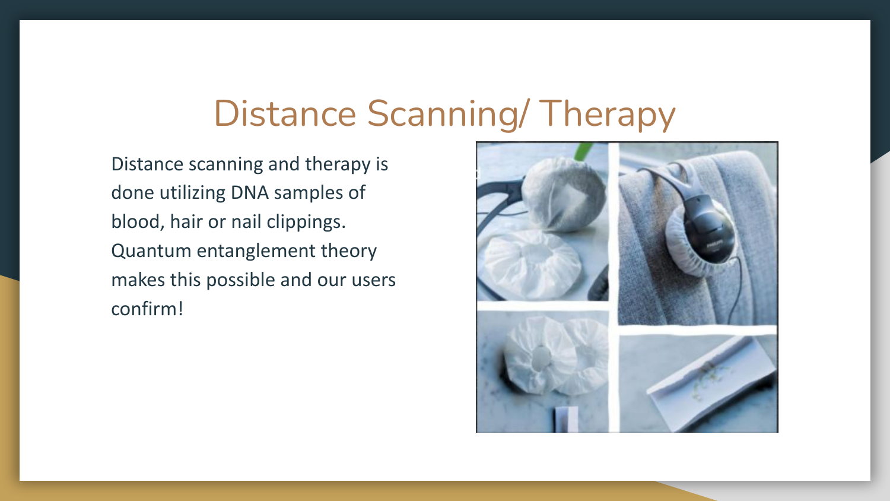# Distance Scanning/ Therapy

Distance scanning and therapy is done utilizing DNA samples of blood, hair or nail clippings. Quantum entanglement theory makes this possible and our users confirm!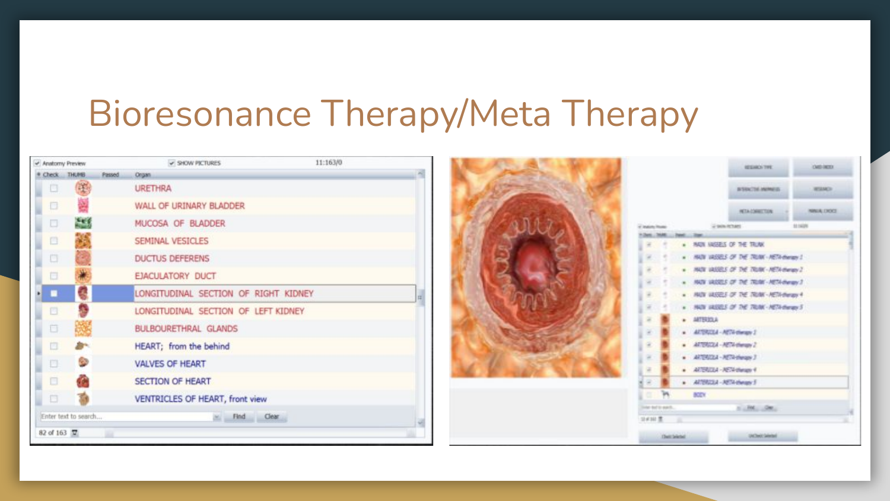# Bioresonance Therapy/Meta Therapy

| Check | THUMB | Passed | Organ |
|---|---|---|---|
| | | | URETHRA |
| | | | WALL OF URINARY BLADDER |
| | | | MUCOSA OF BLADDER |
| | | | SEMINAL VESICLES |
| | | | DUCTUS DEFERENS |
| | | | EJACULATORY DUCT |
| | | | LONGITUDINAL SECTION OF RIGHT KIDNEY |
| | | | LONGITUDINAL SECTION OF LEFT KIDNEY |
| | | | BULBOURETHRAL GLANDS |
| | | | HEART; from the behind |
| | | | VALVES OF HEART |
| | | | SECTION OF HEART |
| | | | VENTRICLES OF HEART, front view |

Anatomy Preview · SHOW PICTURES · 11:163/0

Enter text to search... · Find · Clear

82 of 163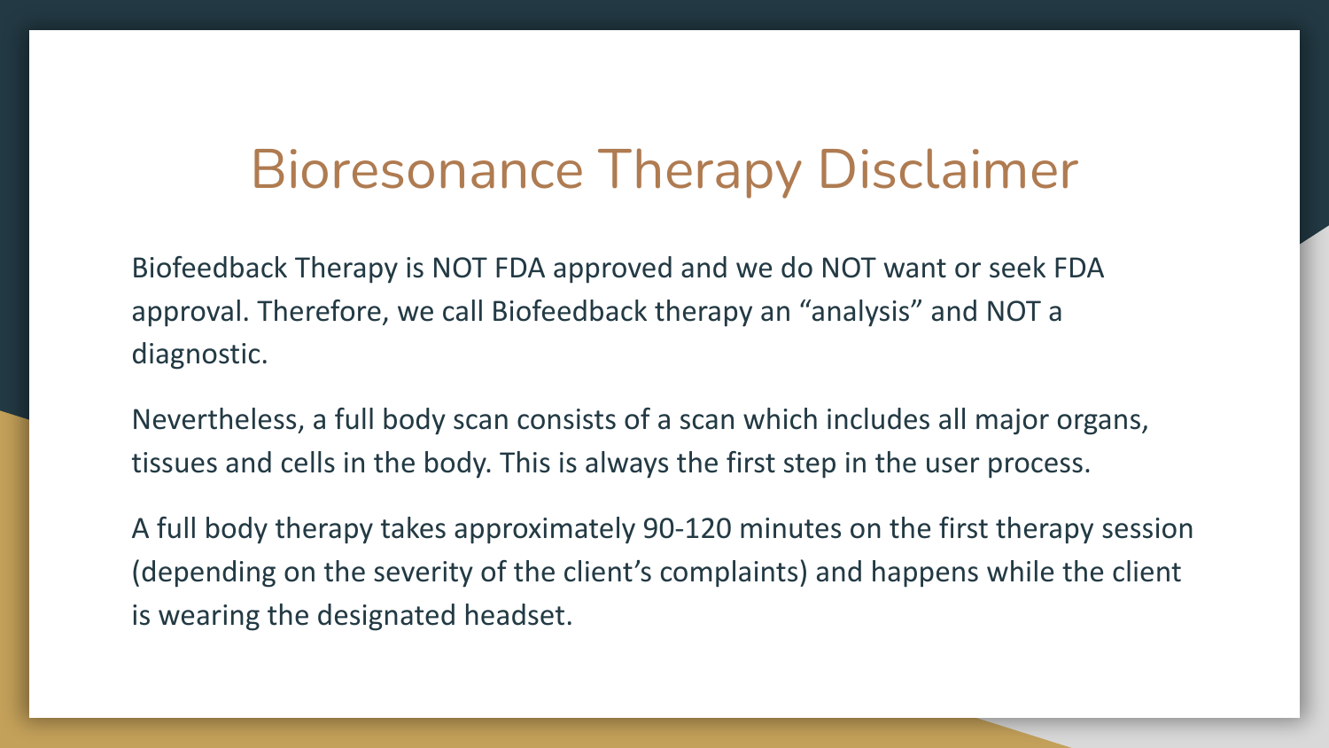# Bioresonance Therapy Disclaimer

Biofeedback Therapy is NOT FDA approved and we do NOT want or seek FDA approval. Therefore, we call Biofeedback therapy an "analysis" and NOT a diagnostic.

Nevertheless, a full body scan consists of a scan which includes all major organs, tissues and cells in the body. This is always the first step in the user process.

A full body therapy takes approximately 90-120 minutes on the first therapy session (depending on the severity of the client's complaints) and happens while the client is wearing the designated headset.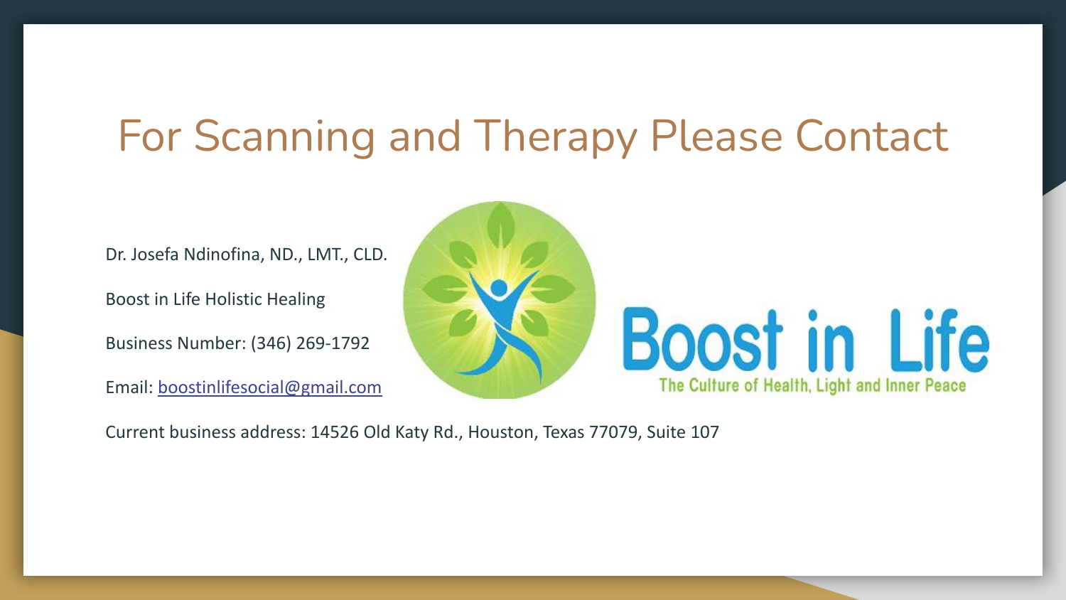# For Scanning and Therapy Please Contact

Dr. Josefa Ndinofina, ND., LMT., CLD.

Boost in Life Holistic Healing

Business Number: (346) 269-1792

Email: [boostinlifesocial@gmail.com](mailto:boostinlifesocial@gmail.com)

Current business address: 14526 Old Katy Rd., Houston, Texas 77079, Suite 107

Boost in Life

The Culture of Health, Light and Inner Peace